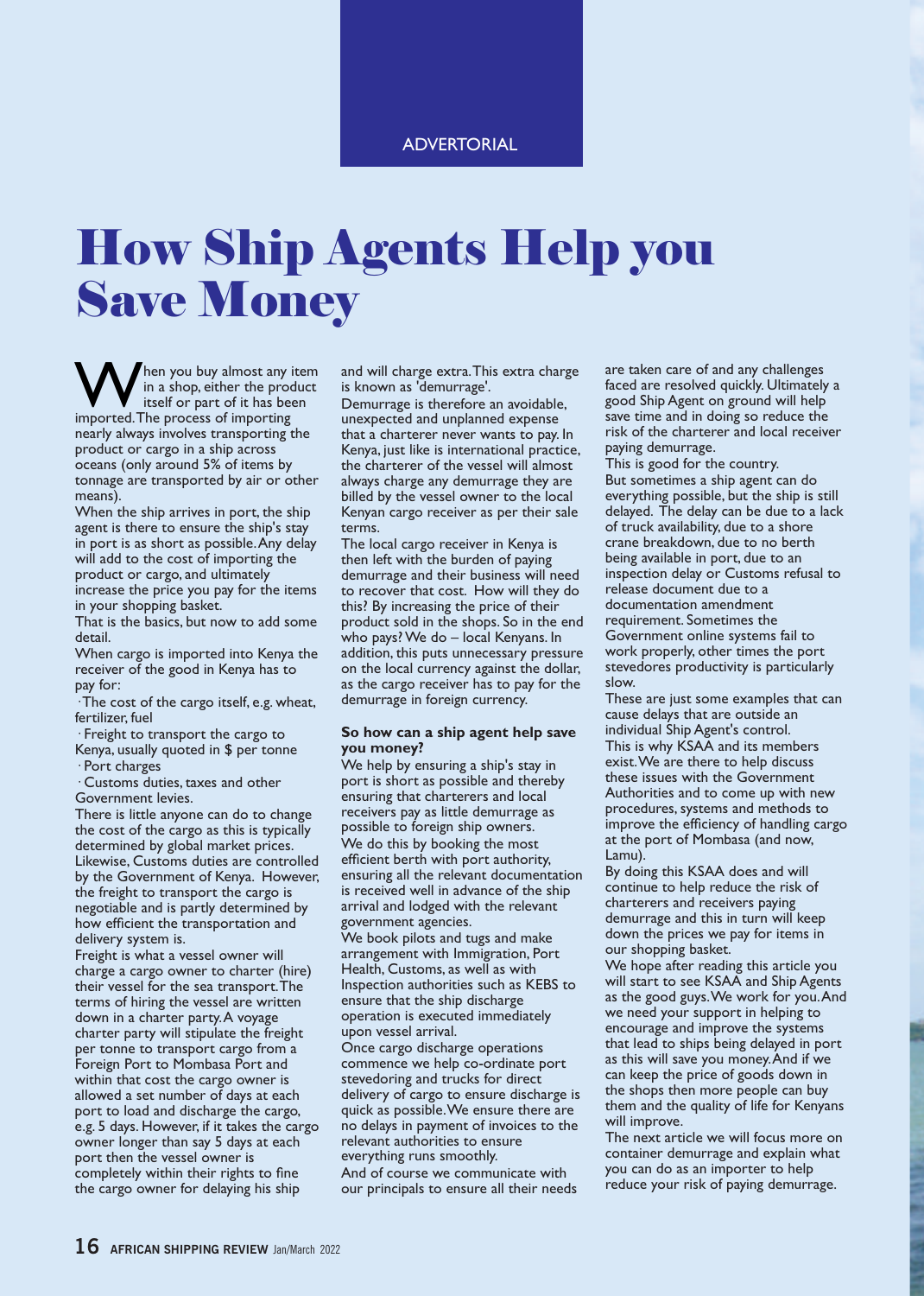ADVERTORIAL

# How Ship Agents Help you Save Money

When you buy almost any item in a shop, either the product itself or part of it has been imported. The process of importing nearly always involves transporting the product or cargo in a ship across oceans (only around 5% of items by tonnage are transported by air or other means).

When the ship arrives in port, the ship agent is there to ensure the ship's stay in port is as short as possible. Any delay will add to the cost of importing the product or cargo, and ultimately increase the price you pay for the items in your shopping basket.

That is the basics, but now to add some detail.

When cargo is imported into Kenya the receiver of the good in Kenya has to pay for:

- The cost of the cargo itself, e.g. wheat, fertilizer, fuel
- Freight to transport the cargo to Kenya, usually quoted in $ per tonne
- Port charges
- Customs duties, taxes and other Government levies.

There is little anyone can do to change the cost of the cargo as this is typically determined by global market prices. Likewise, Customs duties are controlled by the Government of Kenya. However, the freight to transport the cargo is negotiable and is partly determined by how efficient the transportation and delivery system is.

Freight is what a vessel owner will charge a cargo owner to charter (hire) their vessel for the sea transport. The terms of hiring the vessel are written down in a charter party. A voyage charter party will stipulate the freight per tonne to transport cargo from a Foreign Port to Mombasa Port and within that cost the cargo owner is allowed a set number of days at each port to load and discharge the cargo, e.g. 5 days. However, if it takes the cargo owner longer than say 5 days at each port then the vessel owner is completely within their rights to fine the cargo owner for delaying his ship and will charge extra. This extra charge is known as 'demurrage'.

Demurrage is therefore an avoidable, unexpected and unplanned expense that a charterer never wants to pay. In Kenya, just like is international practice, the charterer of the vessel will almost always charge any demurrage they are billed by the vessel owner to the local Kenyan cargo receiver as per their sale terms.

The local cargo receiver in Kenya is then left with the burden of paying demurrage and their business will need to recover that cost. How will they do this? By increasing the price of their product sold in the shops. So in the end who pays? We do – local Kenyans. In addition, this puts unnecessary pressure on the local currency against the dollar, as the cargo receiver has to pay for the demurrage in foreign currency.

**So how can a ship agent help save you money?**

We help by ensuring a ship's stay in port is short as possible and thereby ensuring that charterers and local receivers pay as little demurrage as possible to foreign ship owners.

We do this by booking the most efficient berth with port authority, ensuring all the relevant documentation is received well in advance of the ship arrival and lodged with the relevant government agencies.

We book pilots and tugs and make arrangement with Immigration, Port Health, Customs, as well as with Inspection authorities such as KEBS to ensure that the ship discharge operation is executed immediately upon vessel arrival.

Once cargo discharge operations commence we help co-ordinate port stevedoring and trucks for direct delivery of cargo to ensure discharge is quick as possible. We ensure there are no delays in payment of invoices to the relevant authorities to ensure everything runs smoothly.

And of course we communicate with our principals to ensure all their needs are taken care of and any challenges faced are resolved quickly. Ultimately a good Ship Agent on ground will help save time and in doing so reduce the risk of the charterer and local receiver paying demurrage.

This is good for the country.

But sometimes a ship agent can do everything possible, but the ship is still delayed. The delay can be due to a lack of truck availability, due to a shore crane breakdown, due to no berth being available in port, due to an inspection delay or Customs refusal to release document due to a documentation amendment requirement. Sometimes the Government online systems fail to work properly, other times the port stevedores productivity is particularly slow.

These are just some examples that can cause delays that are outside an individual Ship Agent's control.

This is why KSAA and its members exist. We are there to help discuss these issues with the Government Authorities and to come up with new procedures, systems and methods to improve the efficiency of handling cargo at the port of Mombasa (and now, Lamu).

By doing this KSAA does and will continue to help reduce the risk of charterers and receivers paying demurrage and this in turn will keep down the prices we pay for items in our shopping basket.

We hope after reading this article you will start to see KSAA and Ship Agents as the good guys. We work for you. And we need your support in helping to encourage and improve the systems that lead to ships being delayed in port as this will save you money. And if we can keep the price of goods down in the shops then more people can buy them and the quality of life for Kenyans will improve.

The next article we will focus more on container demurrage and explain what you can do as an importer to help reduce your risk of paying demurrage.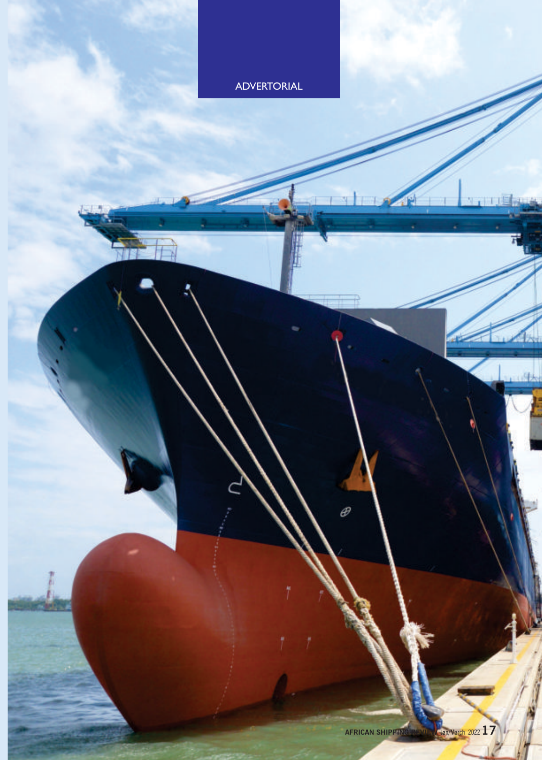ADVERTORIAL